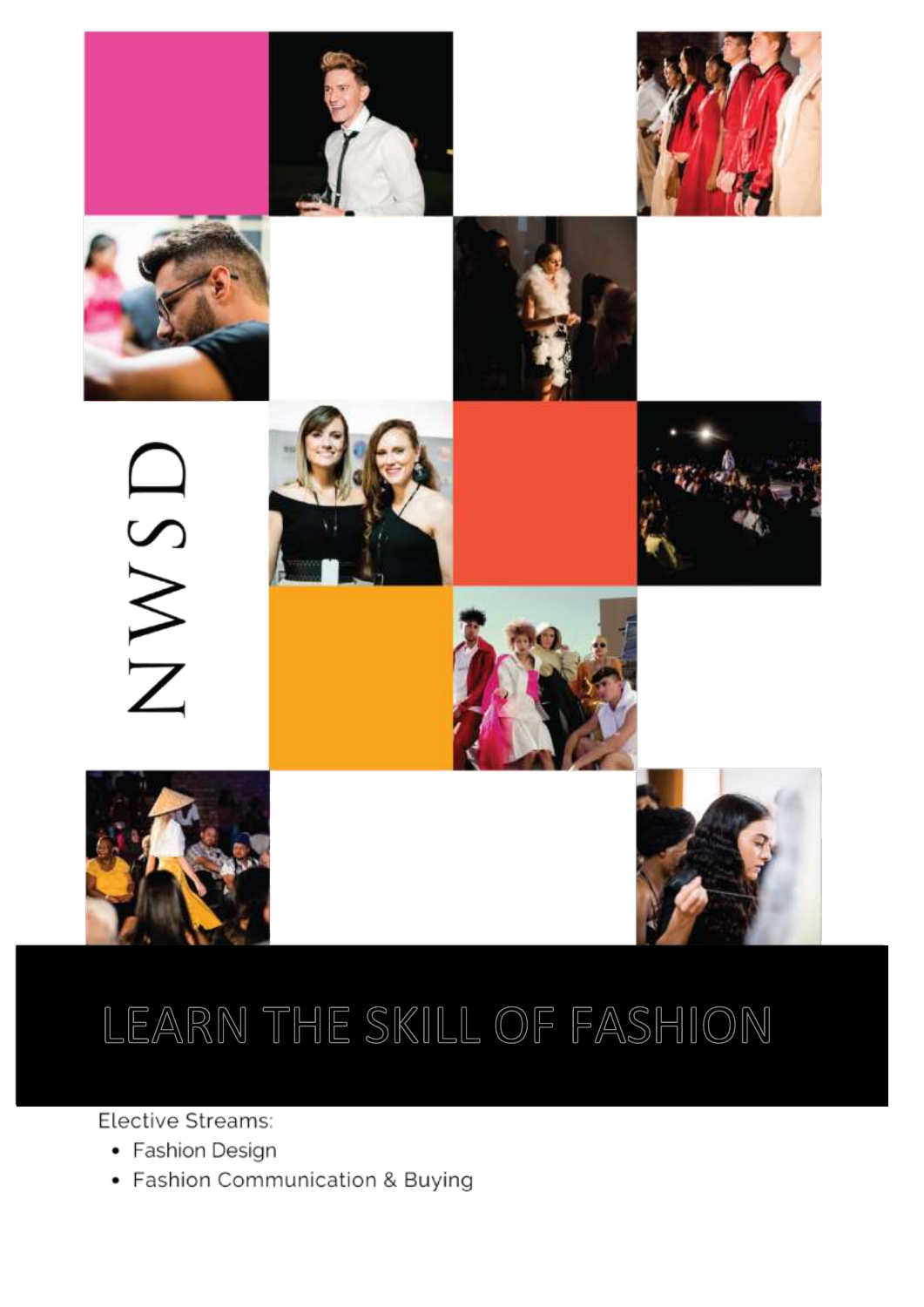NWSD

# LEARN THE SKILL OF FASHION

Elective Streams:

- Fashion Design
- Fashion Communication & Buying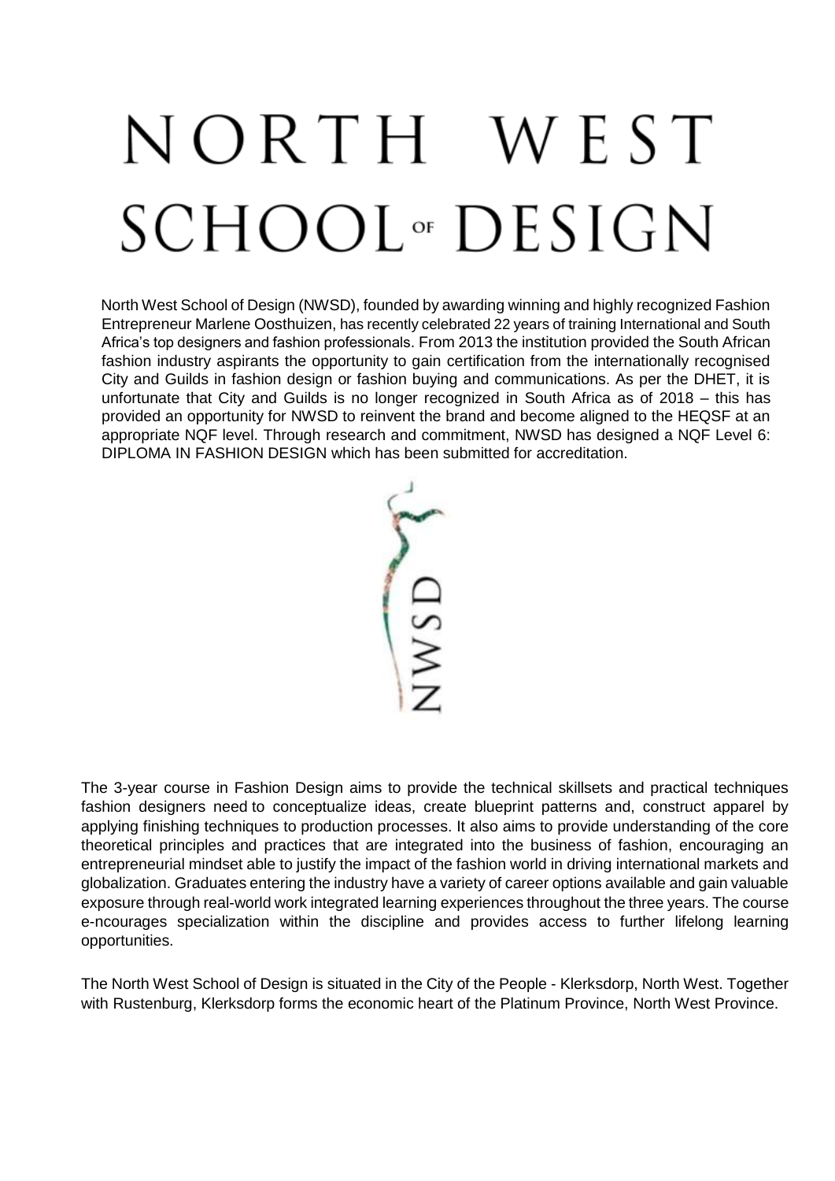# NORTH WEST SCHOOL OF DESIGN

North West School of Design (NWSD), founded by awarding winning and highly recognized Fashion Entrepreneur Marlene Oosthuizen, has recently celebrated 22 years of training International and South Africa's top designers and fashion professionals. From 2013 the institution provided the South African fashion industry aspirants the opportunity to gain certification from the internationally recognised City and Guilds in fashion design or fashion buying and communications. As per the DHET, it is unfortunate that City and Guilds is no longer recognized in South Africa as of 2018 – this has provided an opportunity for NWSD to reinvent the brand and become aligned to the HEQSF at an appropriate NQF level. Through research and commitment, NWSD has designed a NQF Level 6: DIPLOMA IN FASHION DESIGN which has been submitted for accreditation.

NWSD

The 3-year course in Fashion Design aims to provide the technical skillsets and practical techniques fashion designers need to conceptualize ideas, create blueprint patterns and, construct apparel by applying finishing techniques to production processes. It also aims to provide understanding of the core theoretical principles and practices that are integrated into the business of fashion, encouraging an entrepreneurial mindset able to justify the impact of the fashion world in driving international markets and globalization. Graduates entering the industry have a variety of career options available and gain valuable exposure through real-world work integrated learning experiences throughout the three years. The course e-ncourages specialization within the discipline and provides access to further lifelong learning opportunities.

The North West School of Design is situated in the City of the People - Klerksdorp, North West. Together with Rustenburg, Klerksdorp forms the economic heart of the Platinum Province, North West Province.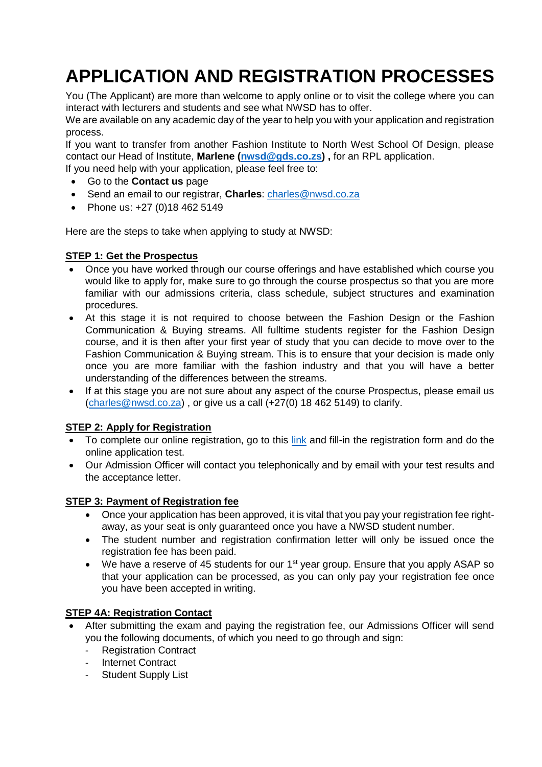# APPLICATION AND REGISTRATION PROCESSES

You (The Applicant) are more than welcome to apply online or to visit the college where you can interact with lecturers and students and see what NWSD has to offer.
We are available on any academic day of the year to help you with your application and registration process.
If you want to transfer from another Fashion Institute to North West School Of Design, please contact our Head of Institute, **Marlene (nwsd@gds.co.zs)** , for an RPL application.
If you need help with your application, please feel free to:

- Go to the **Contact us** page
- Send an email to our registrar, **Charles**: charles@nwsd.co.za
- Phone us: +27 (0)18 462 5149

Here are the steps to take when applying to study at NWSD:

**STEP 1: Get the Prospectus**

- Once you have worked through our course offerings and have established which course you would like to apply for, make sure to go through the course prospectus so that you are more familiar with our admissions criteria, class schedule, subject structures and examination procedures.
- At this stage it is not required to choose between the Fashion Design or the Fashion Communication & Buying streams. All fulltime students register for the Fashion Design course, and it is then after your first year of study that you can decide to move over to the Fashion Communication & Buying stream. This is to ensure that your decision is made only once you are more familiar with the fashion industry and that you will have a better understanding of the differences between the streams.
- If at this stage you are not sure about any aspect of the course Prospectus, please email us (charles@nwsd.co.za) , or give us a call (+27(0) 18 462 5149) to clarify.

**STEP 2: Apply for Registration**

- To complete our online registration, go to this link and fill-in the registration form and do the online application test.
- Our Admission Officer will contact you telephonically and by email with your test results and the acceptance letter.

**STEP 3: Payment of Registration fee**

- Once your application has been approved, it is vital that you pay your registration fee right-away, as your seat is only guaranteed once you have a NWSD student number.
- The student number and registration confirmation letter will only be issued once the registration fee has been paid.
- We have a reserve of 45 students for our 1st year group. Ensure that you apply ASAP so that your application can be processed, as you can only pay your registration fee once you have been accepted in writing.

**STEP 4A: Registration Contact**

- After submitting the exam and paying the registration fee, our Admissions Officer will send you the following documents, of which you need to go through and sign:
  - Registration Contract
  - Internet Contract
  - Student Supply List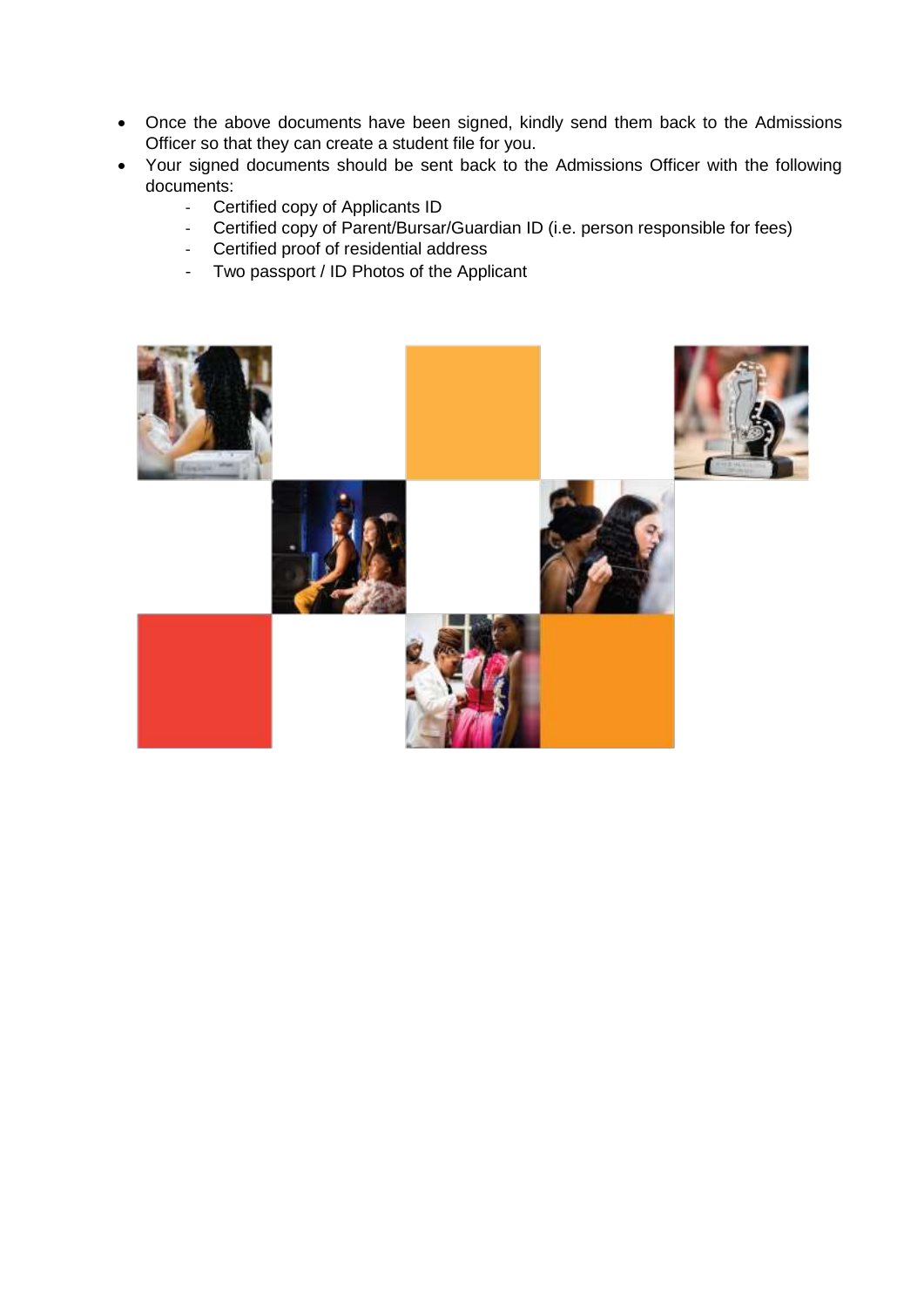- Once the above documents have been signed, kindly send them back to the Admissions Officer so that they can create a student file for you.
- Your signed documents should be sent back to the Admissions Officer with the following documents:
  - Certified copy of Applicants ID
  - Certified copy of Parent/Bursar/Guardian ID (i.e. person responsible for fees)
  - Certified proof of residential address
  - Two passport / ID Photos of the Applicant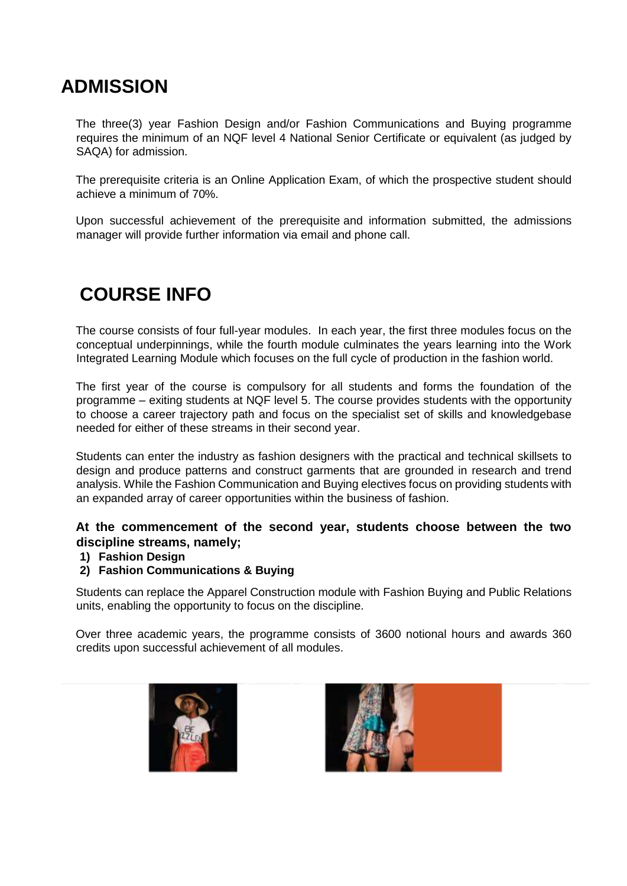## ADMISSION

The three(3) year Fashion Design and/or Fashion Communications and Buying programme requires the minimum of an NQF level 4 National Senior Certificate or equivalent (as judged by SAQA) for admission.

The prerequisite criteria is an Online Application Exam, of which the prospective student should achieve a minimum of 70%.

Upon successful achievement of the prerequisite and information submitted, the admissions manager will provide further information via email and phone call.

## COURSE INFO

The course consists of four full-year modules. In each year, the first three modules focus on the conceptual underpinnings, while the fourth module culminates the years learning into the Work Integrated Learning Module which focuses on the full cycle of production in the fashion world.

The first year of the course is compulsory for all students and forms the foundation of the programme – exiting students at NQF level 5. The course provides students with the opportunity to choose a career trajectory path and focus on the specialist set of skills and knowledgebase needed for either of these streams in their second year.

Students can enter the industry as fashion designers with the practical and technical skillsets to design and produce patterns and construct garments that are grounded in research and trend analysis. While the Fashion Communication and Buying electives focus on providing students with an expanded array of career opportunities within the business of fashion.

**At the commencement of the second year, students choose between the two discipline streams, namely;**

1) **Fashion Design**
2) **Fashion Communications & Buying**

Students can replace the Apparel Construction module with Fashion Buying and Public Relations units, enabling the opportunity to focus on the discipline.

Over three academic years, the programme consists of 3600 notional hours and awards 360 credits upon successful achievement of all modules.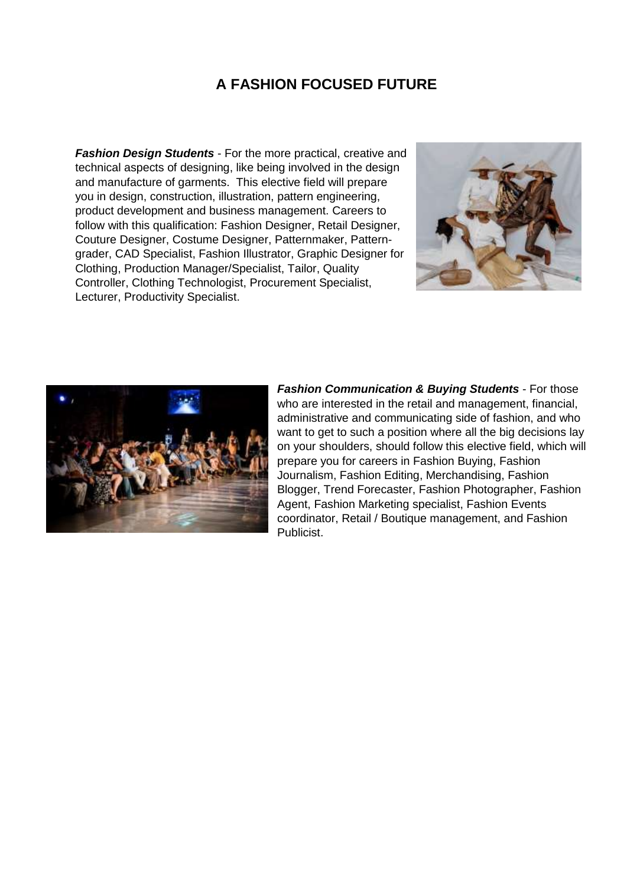# A FASHION FOCUSED FUTURE

***Fashion Design Students*** - For the more practical, creative and technical aspects of designing, like being involved in the design and manufacture of garments. This elective field will prepare you in design, construction, illustration, pattern engineering, product development and business management. Careers to follow with this qualification: Fashion Designer, Retail Designer, Couture Designer, Costume Designer, Patternmaker, Pattern-grader, CAD Specialist, Fashion Illustrator, Graphic Designer for Clothing, Production Manager/Specialist, Tailor, Quality Controller, Clothing Technologist, Procurement Specialist, Lecturer, Productivity Specialist.

***Fashion Communication & Buying Students*** - For those who are interested in the retail and management, financial, administrative and communicating side of fashion, and who want to get to such a position where all the big decisions lay on your shoulders, should follow this elective field, which will prepare you for careers in Fashion Buying, Fashion Journalism, Fashion Editing, Merchandising, Fashion Blogger, Trend Forecaster, Fashion Photographer, Fashion Agent, Fashion Marketing specialist, Fashion Events coordinator, Retail / Boutique management, and Fashion Publicist.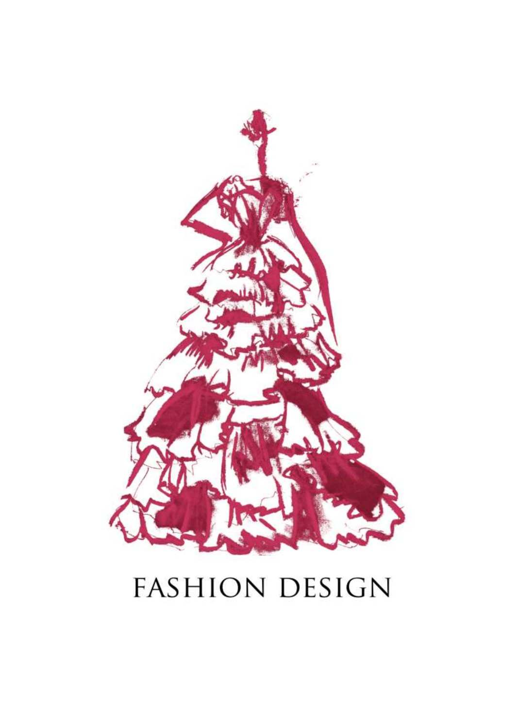# FASHION DESIGN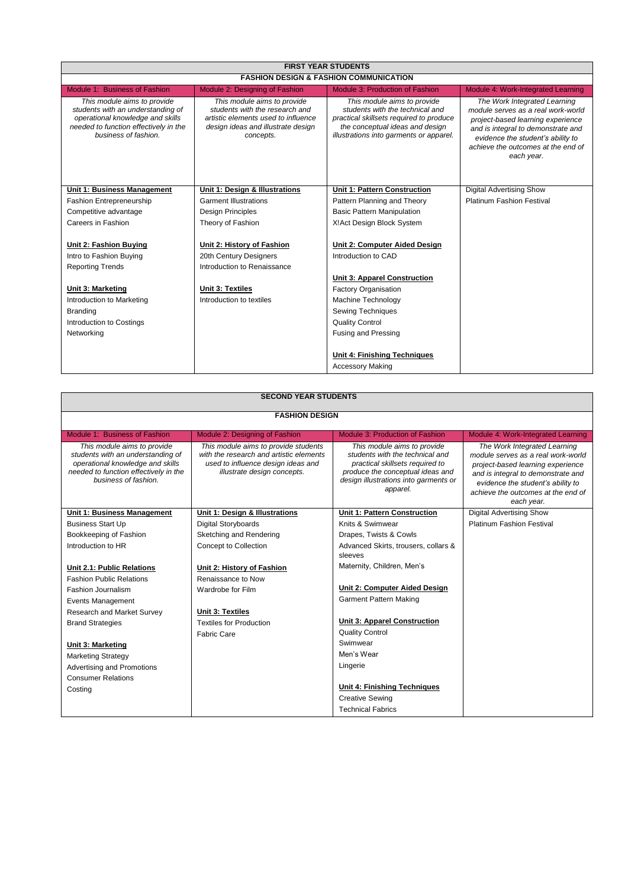| FIRST YEAR STUDENTS | | | |
|---|---|---|---|
| FASHION DESIGN & FASHION COMMUNICATION | | | |
| Module 1: Business of Fashion | Module 2: Designing of Fashion | Module 3: Production of Fashion | Module 4: Work-Integrated Learning |
| *This module aims to provide students with an understanding of operational knowledge and skills needed to function effectively in the business of fashion.* | *This module aims to provide students with the research and artistic elements used to influence design ideas and illustrate design concepts.* | *This module aims to provide students with the technical and practical skillsets required to produce the conceptual ideas and design illustrations into garments or apparel.* | *The Work Integrated Learning module serves as a real work-world project-based learning experience and is integral to demonstrate and evidence the student's ability to achieve the outcomes at the end of each year.* |
| **Unit 1: Business Management** | **Unit 1: Design & Illustrations** | **Unit 1: Pattern Construction** | Digital Advertising Show |
| Fashion Entrepreneurship | Garment Illustrations | Pattern Planning and Theory | Platinum Fashion Festival |
| Competitive advantage | Design Principles | Basic Pattern Manipulation | |
| Careers in Fashion | Theory of Fashion | X!Act Design Block System | |
| **Unit 2: Fashion Buying** | **Unit 2: History of Fashion** | **Unit 2: Computer Aided Design** | |
| Intro to Fashion Buying | 20th Century Designers | Introduction to CAD | |
| Reporting Trends | Introduction to Renaissance | | |
| | | **Unit 3: Apparel Construction** | |
| **Unit 3: Marketing** | **Unit 3: Textiles** | Factory Organisation | |
| Introduction to Marketing | Introduction to textiles | Machine Technology | |
| Branding | | Sewing Techniques | |
| Introduction to Costings | | Quality Control | |
| Networking | | Fusing and Pressing | |
| | | **Unit 4: Finishing Techniques** | |
| | | Accessory Making | |

| SECOND YEAR STUDENTS | | | |
|---|---|---|---|
| FASHION DESIGN | | | |
| Module 1: Business of Fashion | Module 2: Designing of Fashion | Module 3: Production of Fashion | Module 4: Work-Integrated Learning |
| *This module aims to provide students with an understanding of operational knowledge and skills needed to function effectively in the business of fashion.* | *This module aims to provide students with the research and artistic elements used to influence design ideas and illustrate design concepts.* | *This module aims to provide students with the technical and practical skillsets required to produce the conceptual ideas and design illustrations into garments or apparel.* | *The Work Integrated Learning module serves as a real work-world project-based learning experience and is integral to demonstrate and evidence the student's ability to achieve the outcomes at the end of each year.* |
| **Unit 1: Business Management** | **Unit 1: Design & Illustrations** | **Unit 1: Pattern Construction** | Digital Advertising Show |
| Business Start Up | Digital Storyboards | Knits & Swimwear | Platinum Fashion Festival |
| Bookkeeping of Fashion | Sketching and Rendering | Drapes, Twists & Cowls | |
| Introduction to HR | Concept to Collection | Advanced Skirts, trousers, collars & sleeves | |
| **Unit 2.1: Public Relations** | **Unit 2: History of Fashion** | Maternity, Children, Men's | |
| Fashion Public Relations | Renaissance to Now | | |
| Fashion Journalism | Wardrobe for Film | **Unit 2: Computer Aided Design** | |
| Events Management | | Garment Pattern Making | |
| Research and Market Survey | **Unit 3: Textiles** | | |
| Brand Strategies | Textiles for Production | **Unit 3: Apparel Construction** | |
| | Fabric Care | Quality Control | |
| **Unit 3: Marketing** | | Swimwear | |
| Marketing Strategy | | Men's Wear | |
| Advertising and Promotions | | Lingerie | |
| Consumer Relations | | | |
| Costing | | **Unit 4: Finishing Techniques** | |
| | | Creative Sewing | |
| | | Technical Fabrics | |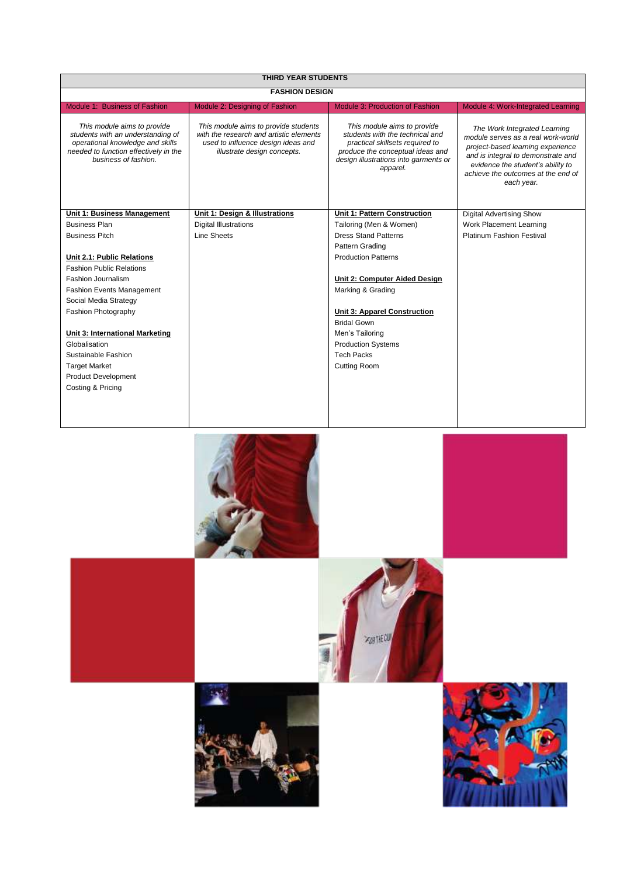| THIRD YEAR STUDENTS | | | |
|---|---|---|---|
| **FASHION DESIGN** | | | |
| Module 1: Business of Fashion | Module 2: Designing of Fashion | Module 3: Production of Fashion | Module 4: Work-Integrated Learning |
| *This module aims to provide students with an understanding of operational knowledge and skills needed to function effectively in the business of fashion.* | *This module aims to provide students with the research and artistic elements used to influence design ideas and illustrate design concepts.* | *This module aims to provide students with the technical and practical skillsets required to produce the conceptual ideas and design illustrations into garments or apparel.* | *The Work Integrated Learning module serves as a real work-world project-based learning experience and is integral to demonstrate and evidence the student's ability to achieve the outcomes at the end of each year.* |
| **Unit 1: Business Management**<br>Business Plan<br>Business Pitch<br><br>**Unit 2.1: Public Relations**<br>Fashion Public Relations<br>Fashion Journalism<br>Fashion Events Management<br>Social Media Strategy<br>Fashion Photography<br><br>**Unit 3: International Marketing**<br>Globalisation<br>Sustainable Fashion<br>Target Market<br>Product Development<br>Costing & Pricing | **Unit 1: Design & Illustrations**<br>Digital Illustrations<br>Line Sheets | **Unit 1: Pattern Construction**<br>Tailoring (Men & Women)<br>Dress Stand Patterns<br>Pattern Grading<br>Production Patterns<br><br>**Unit 2: Computer Aided Design**<br>Marking & Grading<br><br>**Unit 3: Apparel Construction**<br>Bridal Gown<br>Men's Tailoring<br>Production Systems<br>Tech Packs<br>Cutting Room | Digital Advertising Show<br>Work Placement Learning<br>Platinum Fashion Festival |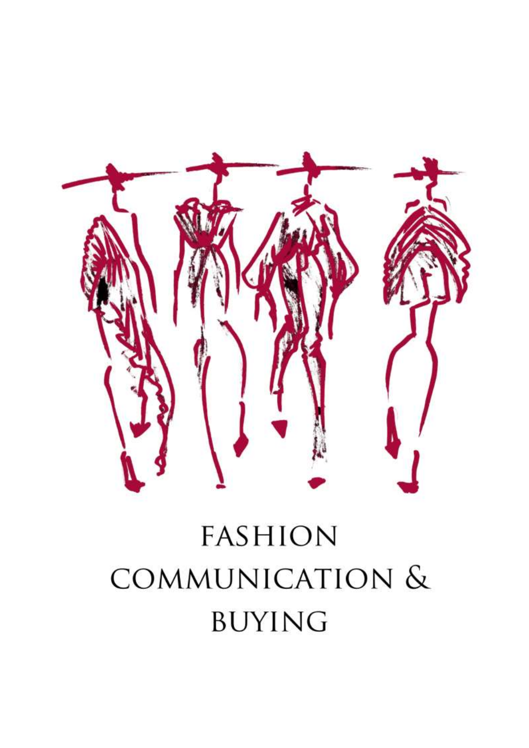# FASHION COMMUNICATION & BUYING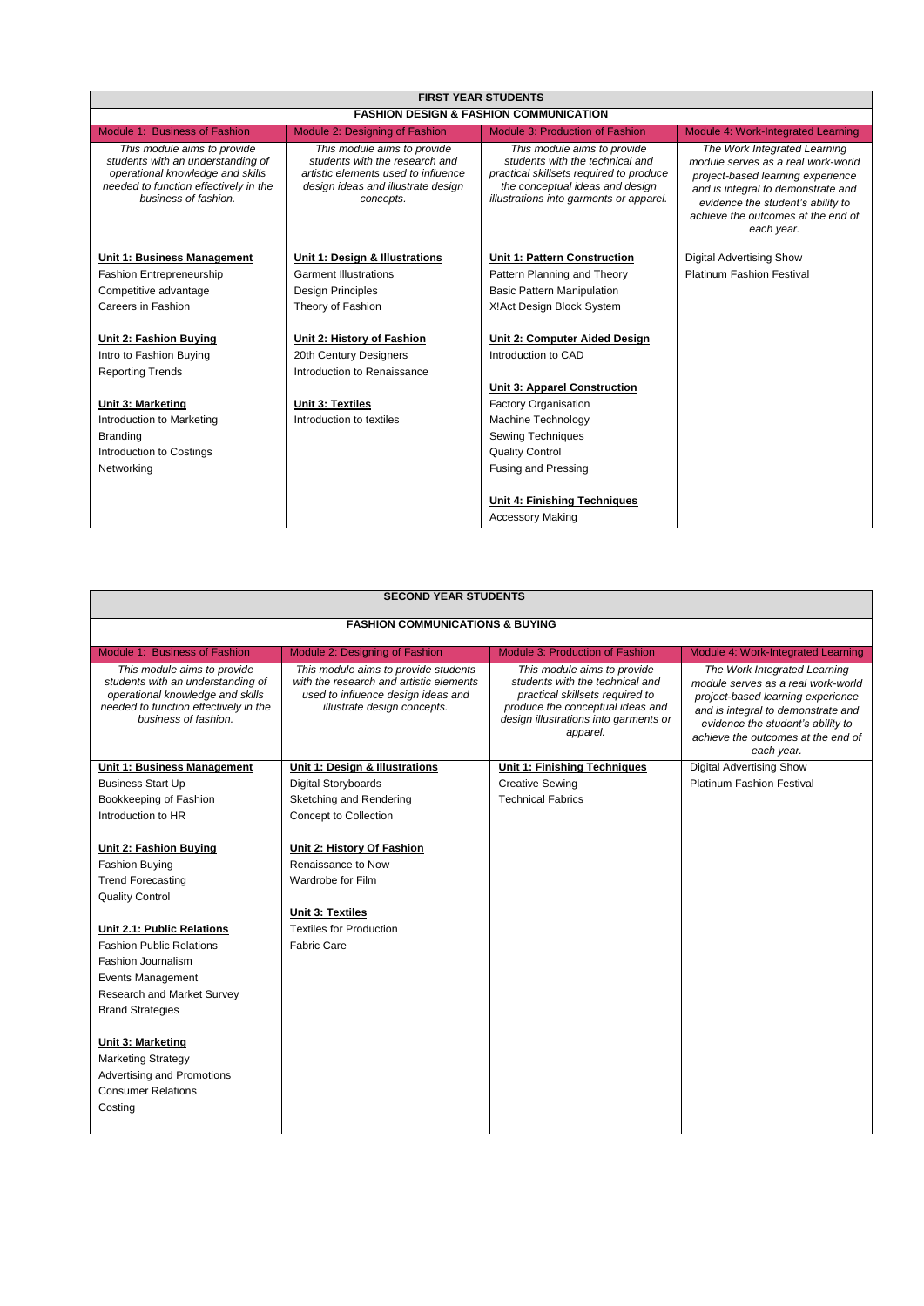| FIRST YEAR STUDENTS | | | |
|---|---|---|---|
| **FASHION DESIGN & FASHION COMMUNICATION** | | | |
| Module 1: Business of Fashion | Module 2: Designing of Fashion | Module 3: Production of Fashion | Module 4: Work-Integrated Learning |
| *This module aims to provide students with an understanding of operational knowledge and skills needed to function effectively in the business of fashion.* | *This module aims to provide students with the research and artistic elements used to influence design ideas and illustrate design concepts.* | *This module aims to provide students with the technical and practical skillsets required to produce the conceptual ideas and design illustrations into garments or apparel.* | *The Work Integrated Learning module serves as a real work-world project-based learning experience and is integral to demonstrate and evidence the student's ability to achieve the outcomes at the end of each year.* |
| **Unit 1: Business Management** | **Unit 1: Design & Illustrations** | **Unit 1: Pattern Construction** | Digital Advertising Show |
| Fashion Entrepreneurship | Garment Illustrations | Pattern Planning and Theory | Platinum Fashion Festival |
| Competitive advantage | Design Principles | Basic Pattern Manipulation | |
| Careers in Fashion | Theory of Fashion | X!Act Design Block System | |
| **Unit 2: Fashion Buying** | **Unit 2: History of Fashion** | **Unit 2: Computer Aided Design** | |
| Intro to Fashion Buying | 20th Century Designers | Introduction to CAD | |
| Reporting Trends | Introduction to Renaissance | | |
| | | **Unit 3: Apparel Construction** | |
| **Unit 3: Marketing** | **Unit 3: Textiles** | Factory Organisation | |
| Introduction to Marketing | Introduction to textiles | Machine Technology | |
| Branding | | Sewing Techniques | |
| Introduction to Costings | | Quality Control | |
| Networking | | Fusing and Pressing | |
| | | **Unit 4: Finishing Techniques** | |
| | | Accessory Making | |

| SECOND YEAR STUDENTS | | | |
|---|---|---|---|
| **FASHION COMMUNICATIONS & BUYING** | | | |
| Module 1: Business of Fashion | Module 2: Designing of Fashion | Module 3: Production of Fashion | Module 4: Work-Integrated Learning |
| *This module aims to provide students with an understanding of operational knowledge and skills needed to function effectively in the business of fashion.* | *This module aims to provide students with the research and artistic elements used to influence design ideas and illustrate design concepts.* | *This module aims to provide students with the technical and practical skillsets required to produce the conceptual ideas and design illustrations into garments or apparel.* | *The Work Integrated Learning module serves as a real work-world project-based learning experience and is integral to demonstrate and evidence the student's ability to achieve the outcomes at the end of each year.* |
| **Unit 1: Business Management** | **Unit 1: Design & Illustrations** | **Unit 1: Finishing Techniques** | Digital Advertising Show |
| Business Start Up | Digital Storyboards | Creative Sewing | Platinum Fashion Festival |
| Bookkeeping of Fashion | Sketching and Rendering | Technical Fabrics | |
| Introduction to HR | Concept to Collection | | |
| **Unit 2: Fashion Buying** | **Unit 2: History Of Fashion** | | |
| Fashion Buying | Renaissance to Now | | |
| Trend Forecasting | Wardrobe for Film | | |
| Quality Control | | | |
| | **Unit 3: Textiles** | | |
| **Unit 2.1: Public Relations** | Textiles for Production | | |
| Fashion Public Relations | Fabric Care | | |
| Fashion Journalism | | | |
| Events Management | | | |
| Research and Market Survey | | | |
| Brand Strategies | | | |
| **Unit 3: Marketing** | | | |
| Marketing Strategy | | | |
| Advertising and Promotions | | | |
| Consumer Relations | | | |
| Costing | | | |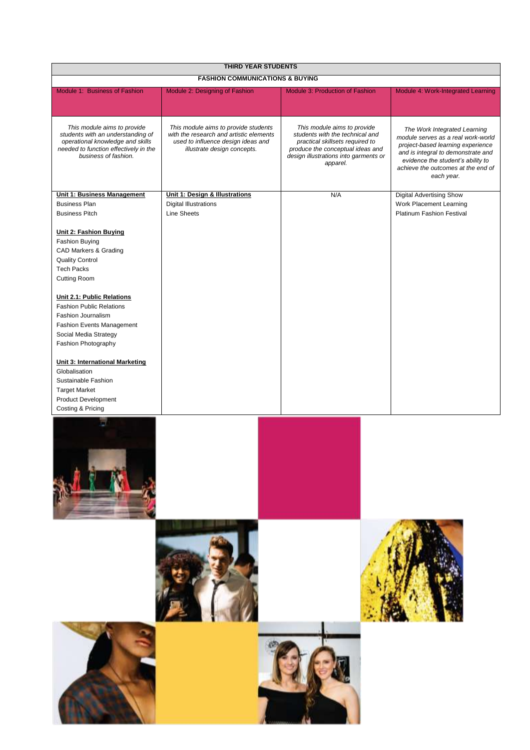| THIRD YEAR STUDENTS | | | |
|---|---|---|---|
| **FASHION COMMUNICATIONS & BUYING** | | | |
| Module 1: Business of Fashion | Module 2: Designing of Fashion | Module 3: Production of Fashion | Module 4: Work-Integrated Learning |
| *This module aims to provide students with an understanding of operational knowledge and skills needed to function effectively in the business of fashion.* | *This module aims to provide students with the research and artistic elements used to influence design ideas and illustrate design concepts.* | *This module aims to provide students with the technical and practical skillsets required to produce the conceptual ideas and design illustrations into garments or apparel.* | *The Work Integrated Learning module serves as a real work-world project-based learning experience and is integral to demonstrate and evidence the student's ability to achieve the outcomes at the end of each year.* |
| **Unit 1: Business Management**<br>Business Plan<br>Business Pitch<br><br>**Unit 2: Fashion Buying**<br>Fashion Buying<br>CAD Markers & Grading<br>Quality Control<br>Tech Packs<br>Cutting Room<br><br>**Unit 2.1: Public Relations**<br>Fashion Public Relations<br>Fashion Journalism<br>Fashion Events Management<br>Social Media Strategy<br>Fashion Photography<br><br>**Unit 3: International Marketing**<br>Globalisation<br>Sustainable Fashion<br>Target Market<br>Product Development<br>Costing & Pricing | **Unit 1: Design & Illustrations**<br>Digital Illustrations<br>Line Sheets | N/A | Digital Advertising Show<br>Work Placement Learning<br>Platinum Fashion Festival |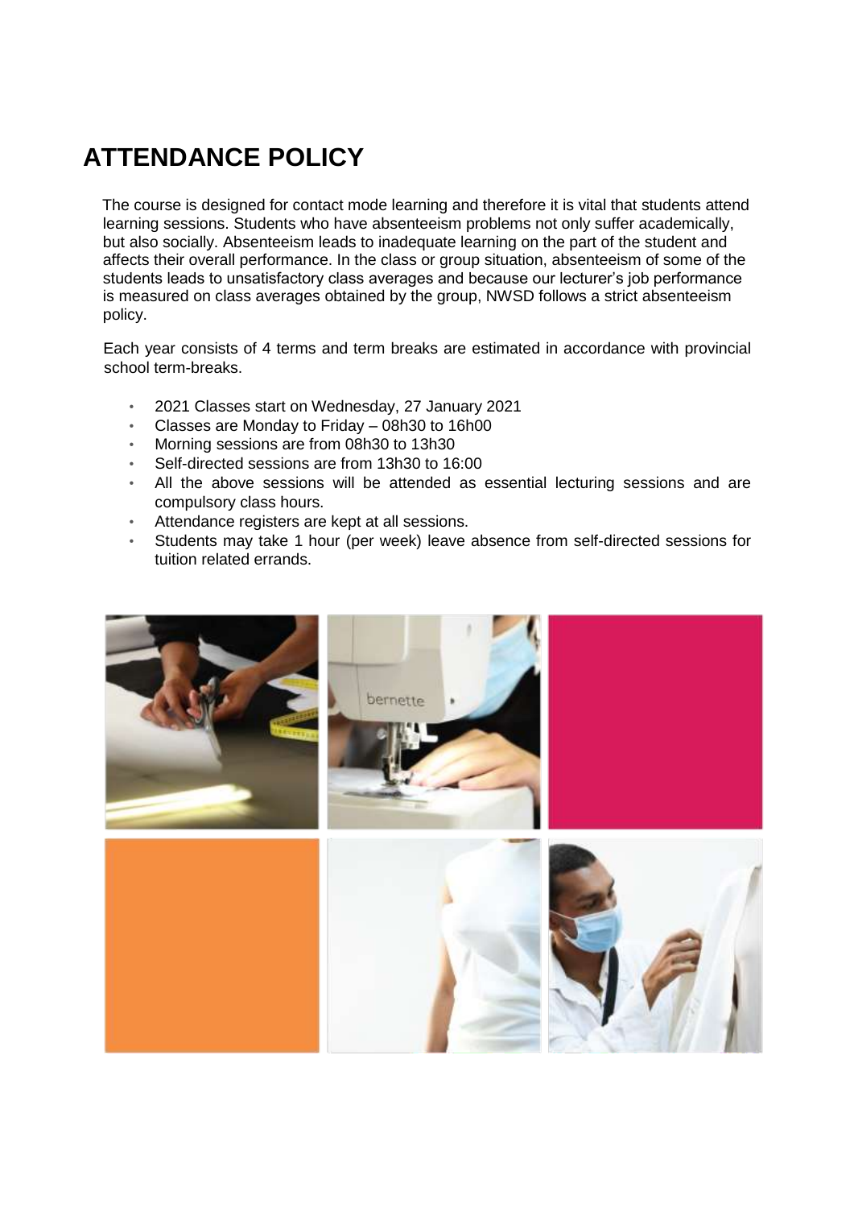# ATTENDANCE POLICY

The course is designed for contact mode learning and therefore it is vital that students attend learning sessions. Students who have absenteeism problems not only suffer academically, but also socially. Absenteeism leads to inadequate learning on the part of the student and affects their overall performance. In the class or group situation, absenteeism of some of the students leads to unsatisfactory class averages and because our lecturer's job performance is measured on class averages obtained by the group, NWSD follows a strict absenteeism policy.

Each year consists of 4 terms and term breaks are estimated in accordance with provincial school term-breaks.

- 2021 Classes start on Wednesday, 27 January 2021
- Classes are Monday to Friday – 08h30 to 16h00
- Morning sessions are from 08h30 to 13h30
- Self-directed sessions are from 13h30 to 16:00
- All the above sessions will be attended as essential lecturing sessions and are compulsory class hours.
- Attendance registers are kept at all sessions.
- Students may take 1 hour (per week) leave absence from self-directed sessions for tuition related errands.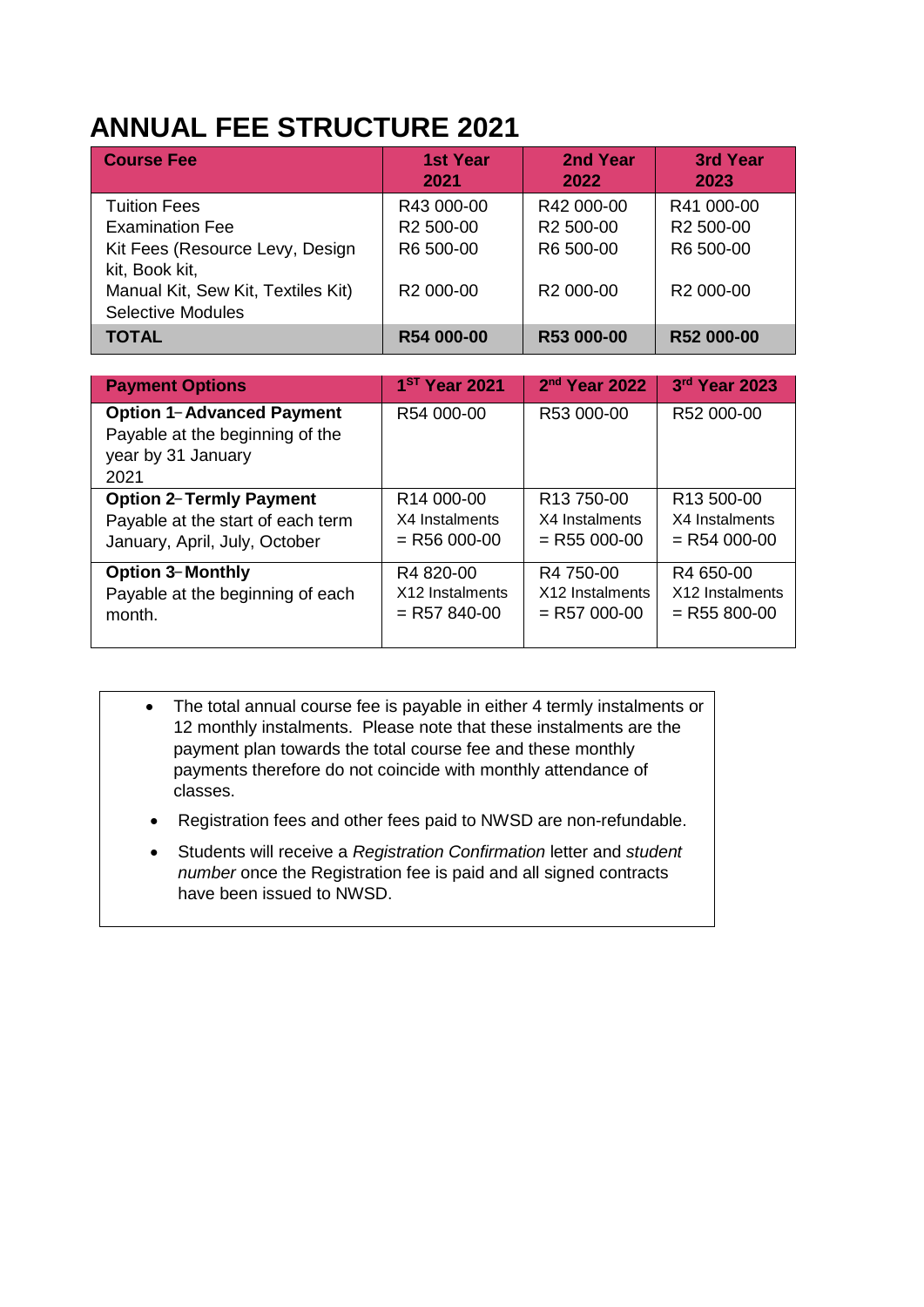# ANNUAL FEE STRUCTURE 2021

| Course Fee | 1st Year 2021 | 2nd Year 2022 | 3rd Year 2023 |
|---|---|---|---|
| Tuition Fees | R43 000-00 | R42 000-00 | R41 000-00 |
| Examination Fee | R2 500-00 | R2 500-00 | R2 500-00 |
| Kit Fees (Resource Levy, Design kit, Book kit, | R6 500-00 | R6 500-00 | R6 500-00 |
| Manual Kit, Sew Kit, Textiles Kit) Selective Modules | R2 000-00 | R2 000-00 | R2 000-00 |
| **TOTAL** | **R54 000-00** | **R53 000-00** | **R52 000-00** |

| Payment Options | 1ST Year 2021 | 2nd Year 2022 | 3rd Year 2023 |
|---|---|---|---|
| **Option 1 – Advanced Payment** Payable at the beginning of the year by 31 January 2021 | R54 000-00 | R53 000-00 | R52 000-00 |
| **Option 2 – Termly Payment** Payable at the start of each term January, April, July, October | R14 000-00 X4 Instalments = R56 000-00 | R13 750-00 X4 Instalments = R55 000-00 | R13 500-00 X4 Instalments = R54 000-00 |
| **Option 3 – Monthly** Payable at the beginning of each month. | R4 820-00 X12 Instalments = R57 840-00 | R4 750-00 X12 Instalments = R57 000-00 | R4 650-00 X12 Instalments = R55 800-00 |

- The total annual course fee is payable in either 4 termly instalments or 12 monthly instalments. Please note that these instalments are the payment plan towards the total course fee and these monthly payments therefore do not coincide with monthly attendance of classes.
- Registration fees and other fees paid to NWSD are non-refundable.
- Students will receive a *Registration Confirmation* letter and *student number* once the Registration fee is paid and all signed contracts have been issued to NWSD.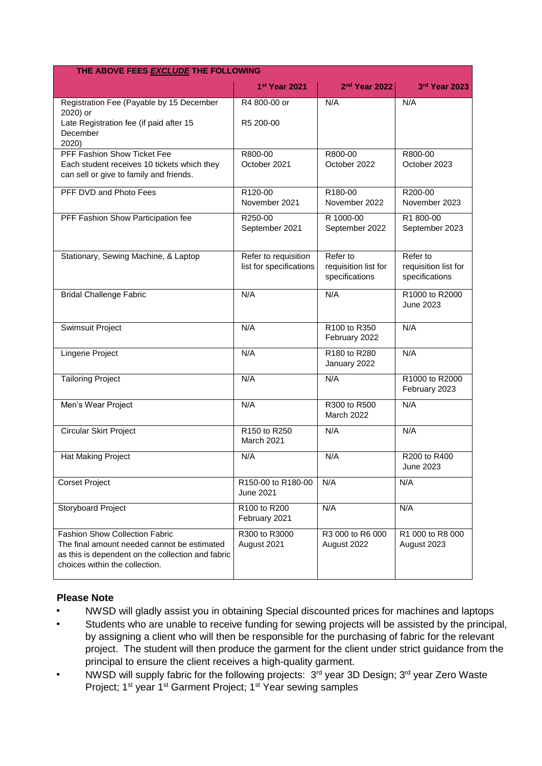| THE ABOVE FEES ***EXCLUDE*** THE FOLLOWING | | | |
|---|---|---|---|
| | 1st Year 2021 | 2nd Year 2022 | 3rd Year 2023 |
| Registration Fee (Payable by 15 December 2020) or<br>Late Registration fee (if paid after 15 December 2020) | R4 800-00 or<br><br>R5 200-00 | N/A | N/A |
| PFF Fashion Show Ticket Fee<br>Each student receives 10 tickets which they can sell or give to family and friends. | R800-00<br>October 2021 | R800-00<br>October 2022 | R800-00<br>October 2023 |
| PFF DVD and Photo Fees | R120-00<br>November 2021 | R180-00<br>November 2022 | R200-00<br>November 2023 |
| PFF Fashion Show Participation fee | R250-00<br>September 2021 | R 1000-00<br>September 2022 | R1 800-00<br>September 2023 |
| Stationary, Sewing Machine, & Laptop | Refer to requisition list for specifications | Refer to requisition list for specifications | Refer to requisition list for specifications |
| Bridal Challenge Fabric | N/A | N/A | R1000 to R2000<br>June 2023 |
| Swimsuit Project | N/A | R100 to R350<br>February 2022 | N/A |
| Lingerie Project | N/A | R180 to R280<br>January 2022 | N/A |
| Tailoring Project | N/A | N/A | R1000 to R2000<br>February 2023 |
| Men's Wear Project | N/A | R300 to R500<br>March 2022 | N/A |
| Circular Skirt Project | R150 to R250<br>March 2021 | N/A | N/A |
| Hat Making Project | N/A | N/A | R200 to R400<br>June 2023 |
| Corset Project | R150-00 to R180-00<br>June 2021 | N/A | N/A |
| Storyboard Project | R100 to R200<br>February 2021 | N/A | N/A |
| Fashion Show Collection Fabric<br>The final amount needed cannot be estimated as this is dependent on the collection and fabric choices within the collection. | R300 to R3000<br>August 2021 | R3 000 to R6 000<br>August 2022 | R1 000 to R8 000<br>August 2023 |

**Please Note**

- NWSD will gladly assist you in obtaining Special discounted prices for machines and laptops
- Students who are unable to receive funding for sewing projects will be assisted by the principal, by assigning a client who will then be responsible for the purchasing of fabric for the relevant project. The student will then produce the garment for the client under strict guidance from the principal to ensure the client receives a high-quality garment.
- NWSD will supply fabric for the following projects: 3rd year 3D Design; 3rd year Zero Waste Project; 1st year 1st Garment Project; 1st Year sewing samples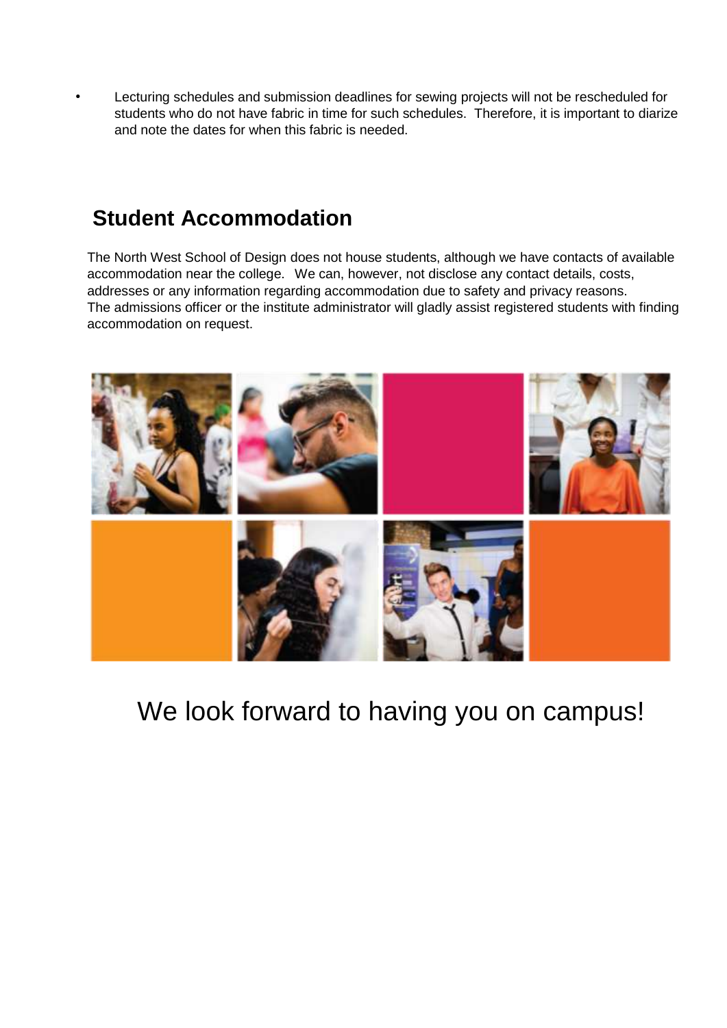- Lecturing schedules and submission deadlines for sewing projects will not be rescheduled for students who do not have fabric in time for such schedules. Therefore, it is important to diarize and note the dates for when this fabric is needed.

## Student Accommodation

The North West School of Design does not house students, although we have contacts of available accommodation near the college. We can, however, not disclose any contact details, costs, addresses or any information regarding accommodation due to safety and privacy reasons.
The admissions officer or the institute administrator will gladly assist registered students with finding accommodation on request.

We look forward to having you on campus!